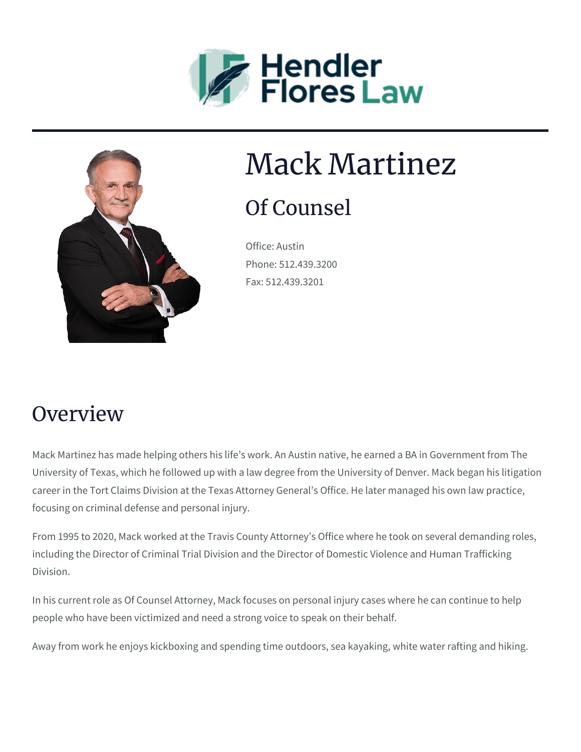Hendler Flores Law

# Mack Martinez

## Of Counsel

Office: Austin
Phone: 512.439.3200
Fax: 512.439.3201

## Overview

Mack Martinez has made helping others his life's work. An Austin native, he earned a BA in Government from The University of Texas, which he followed up with a law degree from the University of Denver. Mack began his litigation career in the Tort Claims Division at the Texas Attorney General's Office. He later managed his own law practice, focusing on criminal defense and personal injury.

From 1995 to 2020, Mack worked at the Travis County Attorney's Office where he took on several demanding roles, including the Director of Criminal Trial Division and the Director of Domestic Violence and Human Trafficking Division.

In his current role as Of Counsel Attorney, Mack focuses on personal injury cases where he can continue to help people who have been victimized and need a strong voice to speak on their behalf.

Away from work he enjoys kickboxing and spending time outdoors, sea kayaking, white water rafting and hiking.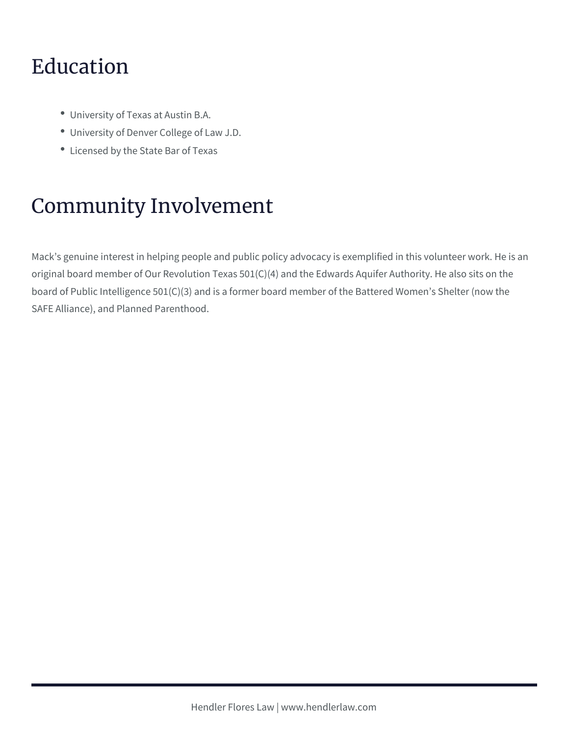# Education

- University of Texas at Austin B.A.
- University of Denver College of Law J.D.
- Licensed by the State Bar of Texas

# Community Involvement

Mack's genuine interest in helping people and public policy advocacy is exemplified in this volunteer work. He is an original board member of Our Revolution Texas 501(C)(4) and the Edwards Aquifer Authority. He also sits on the board of Public Intelligence 501(C)(3) and is a former board member of the Battered Women's Shelter (now the SAFE Alliance), and Planned Parenthood.